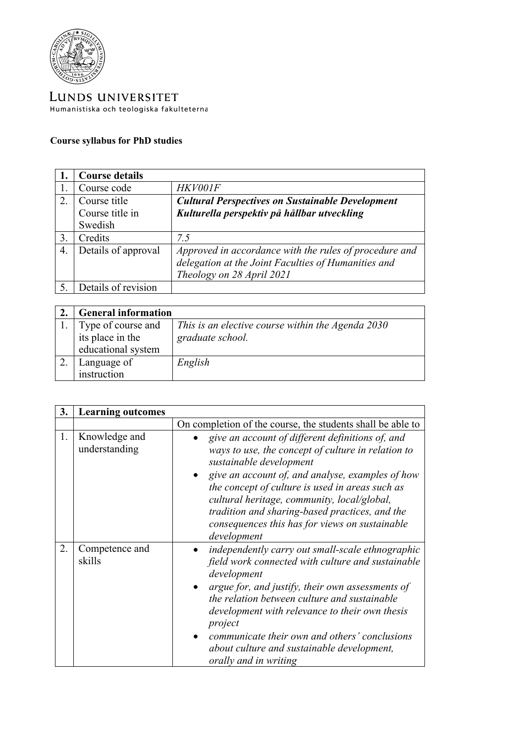LUNDS UNIVERSITET
Humanistiska och teologiska fakulteterna

**Course syllabus for PhD studies**

| **1.** | **Course details** | |
|---|---|---|
| 1. | Course code | *HKV001F* |
| 2. | Course title<br>Course title in Swedish | ***Cultural Perspectives on Sustainable Development***<br>***Kulturella perspektiv på hållbar utveckling*** |
| 3. | Credits | *7.5* |
| 4. | Details of approval | *Approved in accordance with the rules of procedure and delegation at the Joint Faculties of Humanities and Theology on 28 April 2021* |
| 5. | Details of revision | |

| **2.** | **General information** | |
|---|---|---|
| 1. | Type of course and its place in the educational system | *This is an elective course within the Agenda 2030 graduate school.* |
| 2. | Language of instruction | *English* |

| **3.** | **Learning outcomes** | |
|---|---|---|
| | | On completion of the course, the students shall be able to |
| 1. | Knowledge and understanding | • *give an account of different definitions of, and ways to use, the concept of culture in relation to sustainable development*<br>• *give an account of, and analyse, examples of how the concept of culture is used in areas such as cultural heritage, community, local/global, tradition and sharing-based practices, and the consequences this has for views on sustainable development* |
| 2. | Competence and skills | • *independently carry out small-scale ethnographic field work connected with culture and sustainable development*<br>• *argue for, and justify, their own assessments of the relation between culture and sustainable development with relevance to their own thesis project*<br>• *communicate their own and others' conclusions about culture and sustainable development, orally and in writing* |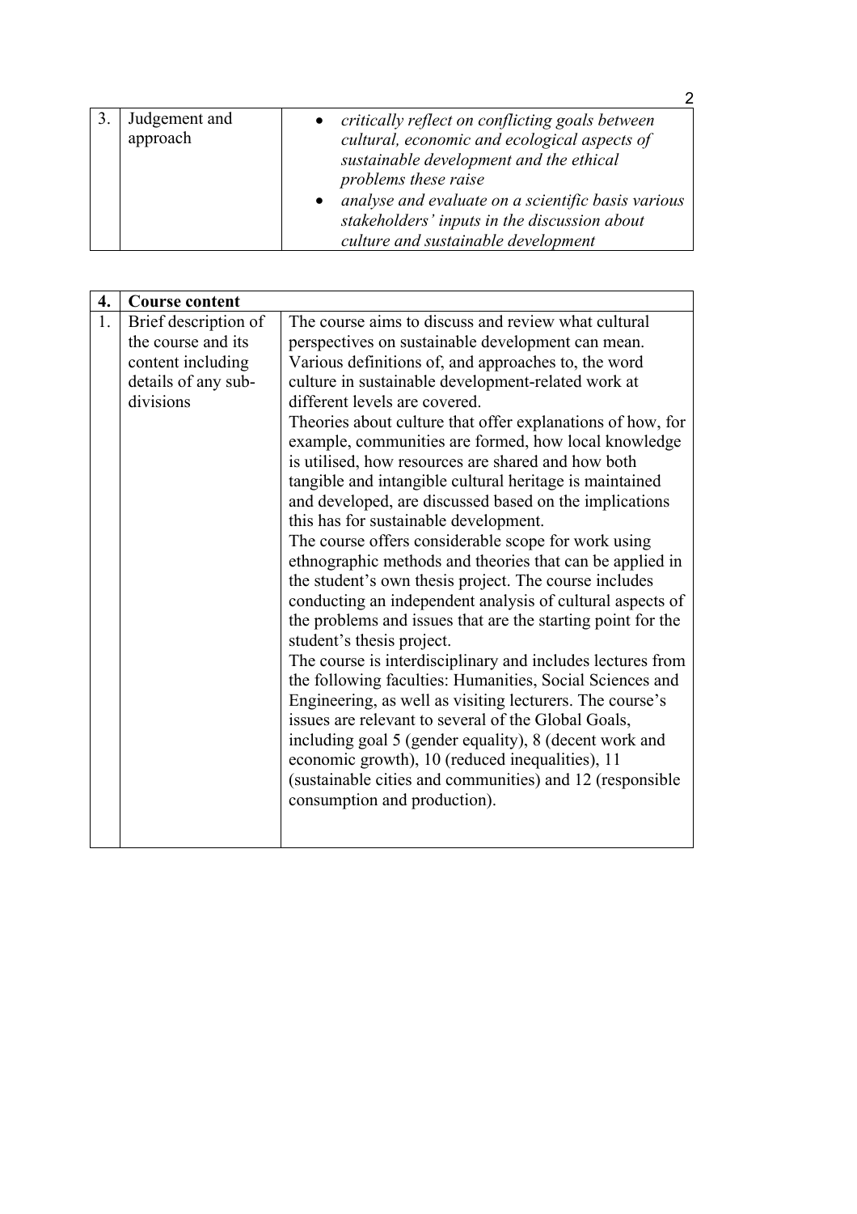| 3. | Judgement and approach | • *critically reflect on conflicting goals between cultural, economic and ecological aspects of sustainable development and the ethical problems these raise*<br>• *analyse and evaluate on a scientific basis various stakeholders' inputs in the discussion about culture and sustainable development* |
|---|---|---|

| **4.** | **Course content** | |
|---|---|---|
| 1. | Brief description of the course and its content including details of any sub-divisions | The course aims to discuss and review what cultural perspectives on sustainable development can mean. Various definitions of, and approaches to, the word culture in sustainable development-related work at different levels are covered.<br>Theories about culture that offer explanations of how, for example, communities are formed, how local knowledge is utilised, how resources are shared and how both tangible and intangible cultural heritage is maintained and developed, are discussed based on the implications this has for sustainable development.<br>The course offers considerable scope for work using ethnographic methods and theories that can be applied in the student's own thesis project. The course includes conducting an independent analysis of cultural aspects of the problems and issues that are the starting point for the student's thesis project.<br>The course is interdisciplinary and includes lectures from the following faculties: Humanities, Social Sciences and Engineering, as well as visiting lecturers. The course's issues are relevant to several of the Global Goals, including goal 5 (gender equality), 8 (decent work and economic growth), 10 (reduced inequalities), 11 (sustainable cities and communities) and 12 (responsible consumption and production). |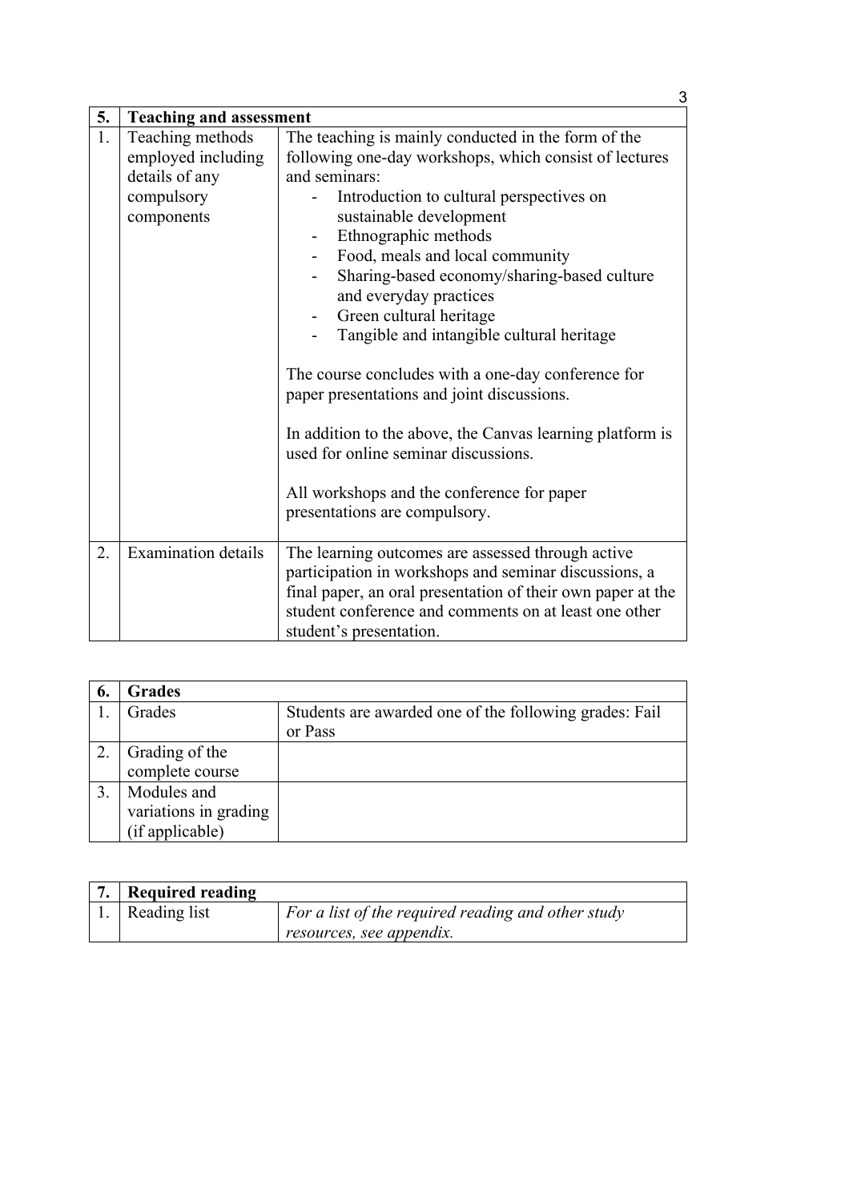| 5. | Teaching and assessment | |
|---|---|---|
| 1. | Teaching methods employed including details of any compulsory components | The teaching is mainly conducted in the form of the following one-day workshops, which consist of lectures and seminars:<br>- Introduction to cultural perspectives on sustainable development<br>- Ethnographic methods<br>- Food, meals and local community<br>- Sharing-based economy/sharing-based culture and everyday practices<br>- Green cultural heritage<br>- Tangible and intangible cultural heritage<br><br>The course concludes with a one-day conference for paper presentations and joint discussions.<br><br>In addition to the above, the Canvas learning platform is used for online seminar discussions.<br><br>All workshops and the conference for paper presentations are compulsory. |
| 2. | Examination details | The learning outcomes are assessed through active participation in workshops and seminar discussions, a final paper, an oral presentation of their own paper at the student conference and comments on at least one other student's presentation. |

| 6. | Grades | |
|---|---|---|
| 1. | Grades | Students are awarded one of the following grades: Fail or Pass |
| 2. | Grading of the complete course | |
| 3. | Modules and variations in grading (if applicable) | |

| 7. | Required reading | |
|---|---|---|
| 1. | Reading list | *For a list of the required reading and other study resources, see appendix.* |